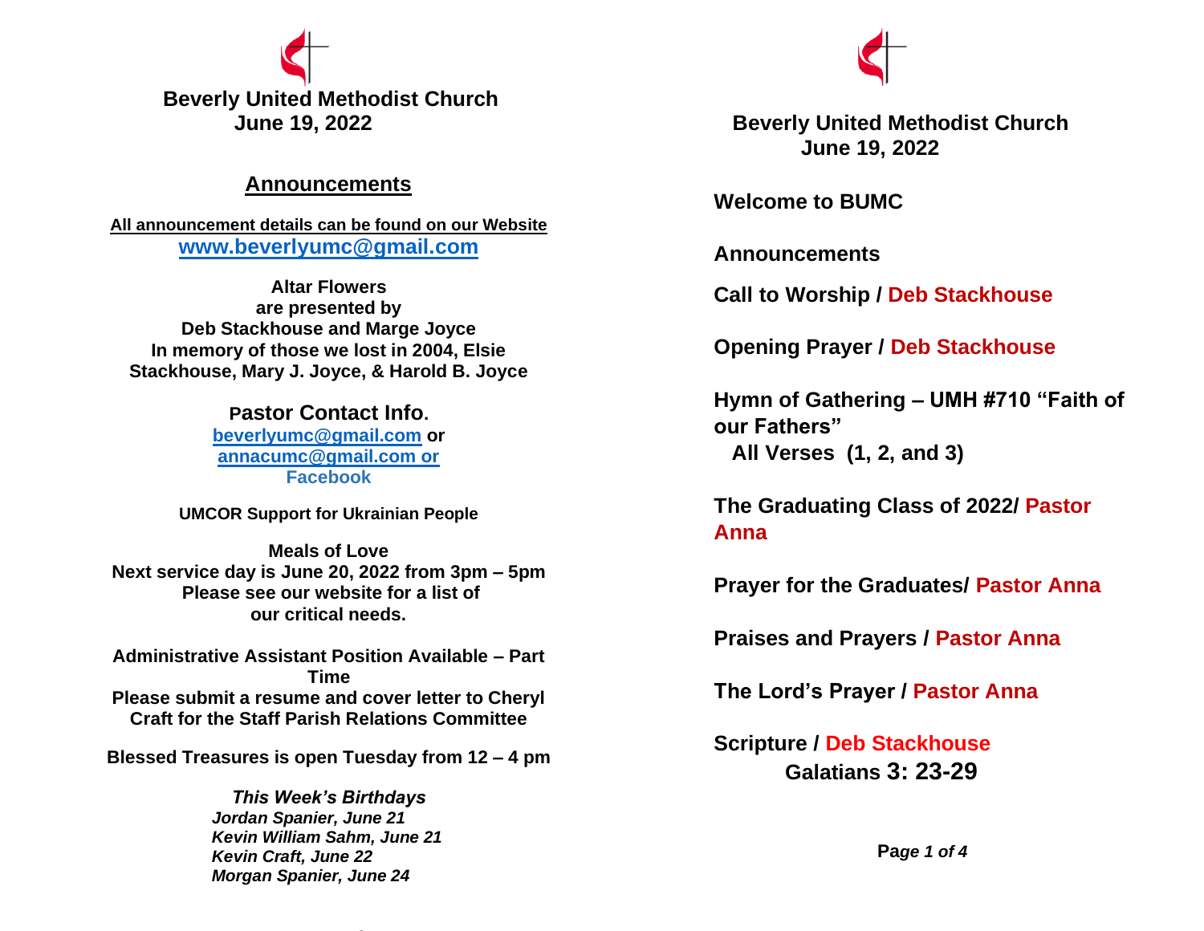**Beverly United Methodist Church**
**June 19, 2022**

## Announcements

**All announcement details can be found on our Website**
**www.beverlyumc@gmail.com**

**Altar Flowers**
**are presented by**
**Deb Stackhouse and Marge Joyce**
**In memory of those we lost in 2004, Elsie Stackhouse, Mary J. Joyce, & Harold B. Joyce**

**Pastor Contact Info.**
**beverlyumc@gmail.com or**
**annacumc@gmail.com or**
**Facebook**

**UMCOR Support for Ukrainian People**

**Meals of Love**
**Next service day is June 20, 2022 from 3pm – 5pm**
**Please see our website for a list of our critical needs.**

**Administrative Assistant Position Available – Part Time**
**Please submit a resume and cover letter to Cheryl Craft for the Staff Parish Relations Committee**

**Blessed Treasures is open Tuesday from 12 – 4 pm**

***This Week's Birthdays***
*Jordan Spanier, June 21*
*Kevin William Sahm, June 21*
*Kevin Craft, June 22*
*Morgan Spanier, June 24*

**Beverly United Methodist Church**
**June 19, 2022**

**Welcome to BUMC**

**Announcements**

**Call to Worship / Deb Stackhouse**

**Opening Prayer / Deb Stackhouse**

**Hymn of Gathering – UMH #710 "Faith of our Fathers"**
**All Verses (1, 2, and 3)**

**The Graduating Class of 2022/ Pastor Anna**

**Prayer for the Graduates/ Pastor Anna**

**Praises and Prayers / Pastor Anna**

**The Lord's Prayer / Pastor Anna**

**Scripture / Deb Stackhouse**
**Galatians 3: 23-29**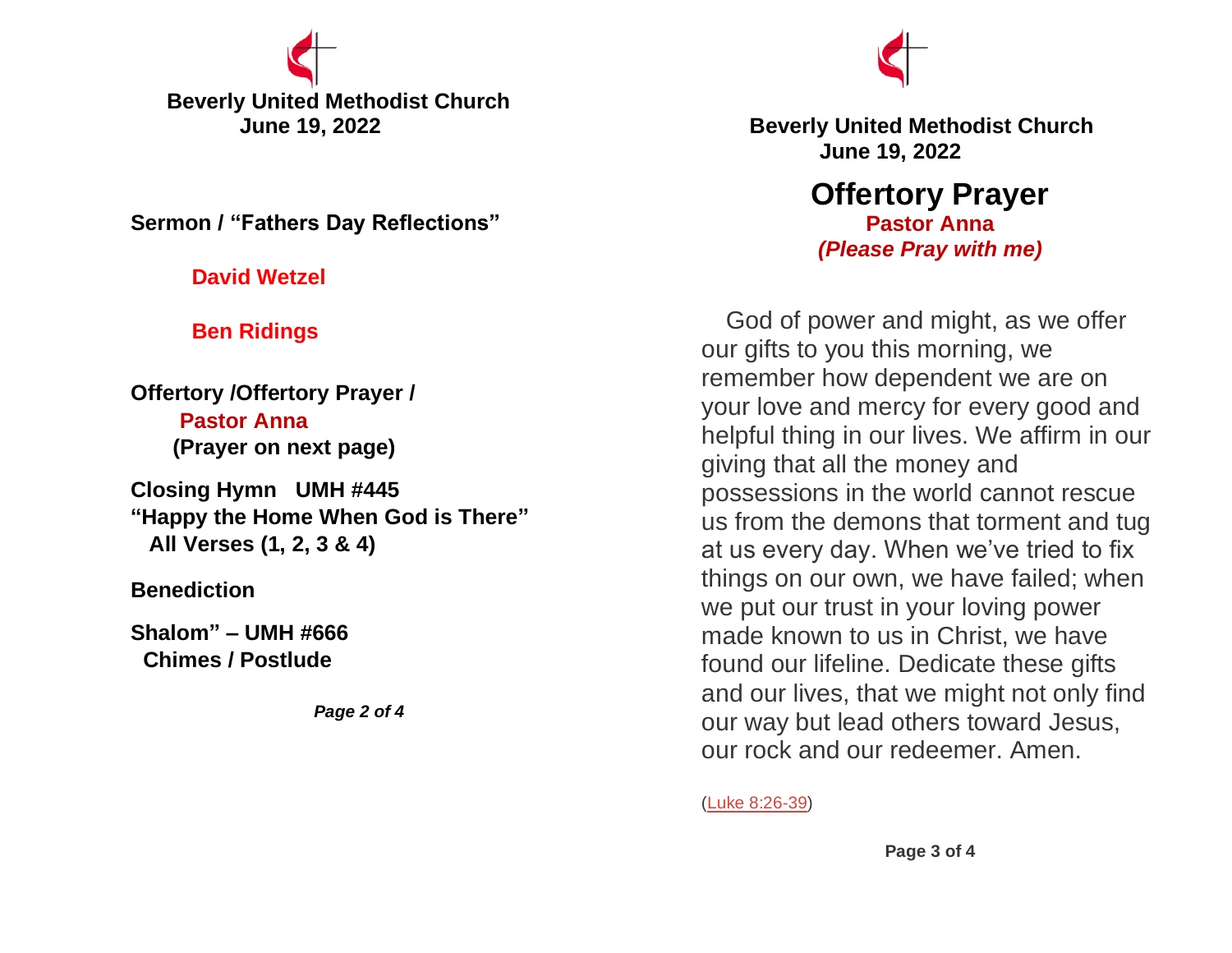**Beverly United Methodist Church**
**June 19, 2022**

**Sermon / "Fathers Day Reflections"**

**David Wetzel**

**Ben Ridings**

**Offertory /Offertory Prayer /**
**Pastor Anna**
**(Prayer on next page)**

**Closing Hymn UMH #445**
**"Happy the Home When God is There"**
**All Verses (1, 2, 3 & 4)**

**Benediction**

**Shalom" – UMH #666**
**Chimes / Postlude**

**Beverly United Methodist Church**
**June 19, 2022**

# Offertory Prayer

**Pastor Anna**
***(Please Pray with me)***

God of power and might, as we offer our gifts to you this morning, we remember how dependent we are on your love and mercy for every good and helpful thing in our lives. We affirm in our giving that all the money and possessions in the world cannot rescue us from the demons that torment and tug at us every day. When we've tried to fix things on our own, we have failed; when we put our trust in your loving power made known to us in Christ, we have found our lifeline. Dedicate these gifts and our lives, that we might not only find our way but lead others toward Jesus, our rock and our redeemer. Amen.

(Luke 8:26-39)